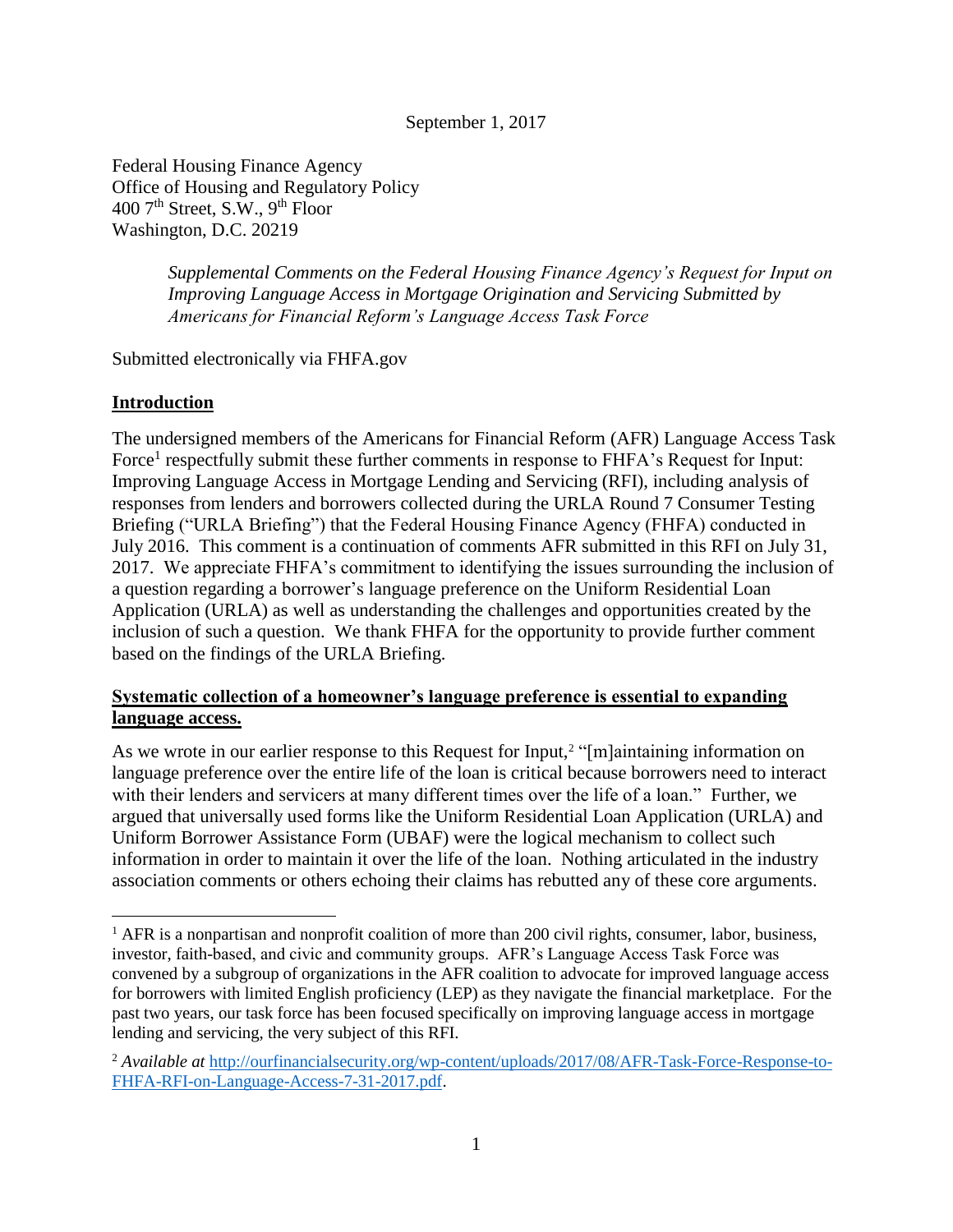September 1, 2017

Federal Housing Finance Agency
Office of Housing and Regulatory Policy
400 7th Street, S.W., 9th Floor
Washington, D.C. 20219

*Supplemental Comments on the Federal Housing Finance Agency's Request for Input on Improving Language Access in Mortgage Origination and Servicing Submitted by Americans for Financial Reform's Language Access Task Force*

Submitted electronically via FHFA.gov

**Introduction**

The undersigned members of the Americans for Financial Reform (AFR) Language Access Task Force[1] respectfully submit these further comments in response to FHFA's Request for Input: Improving Language Access in Mortgage Lending and Servicing (RFI), including analysis of responses from lenders and borrowers collected during the URLA Round 7 Consumer Testing Briefing ("URLA Briefing") that the Federal Housing Finance Agency (FHFA) conducted in July 2016. This comment is a continuation of comments AFR submitted in this RFI on July 31, 2017. We appreciate FHFA's commitment to identifying the issues surrounding the inclusion of a question regarding a borrower's language preference on the Uniform Residential Loan Application (URLA) as well as understanding the challenges and opportunities created by the inclusion of such a question. We thank FHFA for the opportunity to provide further comment based on the findings of the URLA Briefing.

**Systematic collection of a homeowner's language preference is essential to expanding language access.**

As we wrote in our earlier response to this Request for Input,[2] "[m]aintaining information on language preference over the entire life of the loan is critical because borrowers need to interact with their lenders and servicers at many different times over the life of a loan." Further, we argued that universally used forms like the Uniform Residential Loan Application (URLA) and Uniform Borrower Assistance Form (UBAF) were the logical mechanism to collect such information in order to maintain it over the life of the loan. Nothing articulated in the industry association comments or others echoing their claims has rebutted any of these core arguments.

---

[1] AFR is a nonpartisan and nonprofit coalition of more than 200 civil rights, consumer, labor, business, investor, faith-based, and civic and community groups. AFR's Language Access Task Force was convened by a subgroup of organizations in the AFR coalition to advocate for improved language access for borrowers with limited English proficiency (LEP) as they navigate the financial marketplace. For the past two years, our task force has been focused specifically on improving language access in mortgage lending and servicing, the very subject of this RFI.

[2] *Available at* http://ourfinancialsecurity.org/wp-content/uploads/2017/08/AFR-Task-Force-Response-to-FHFA-RFI-on-Language-Access-7-31-2017.pdf.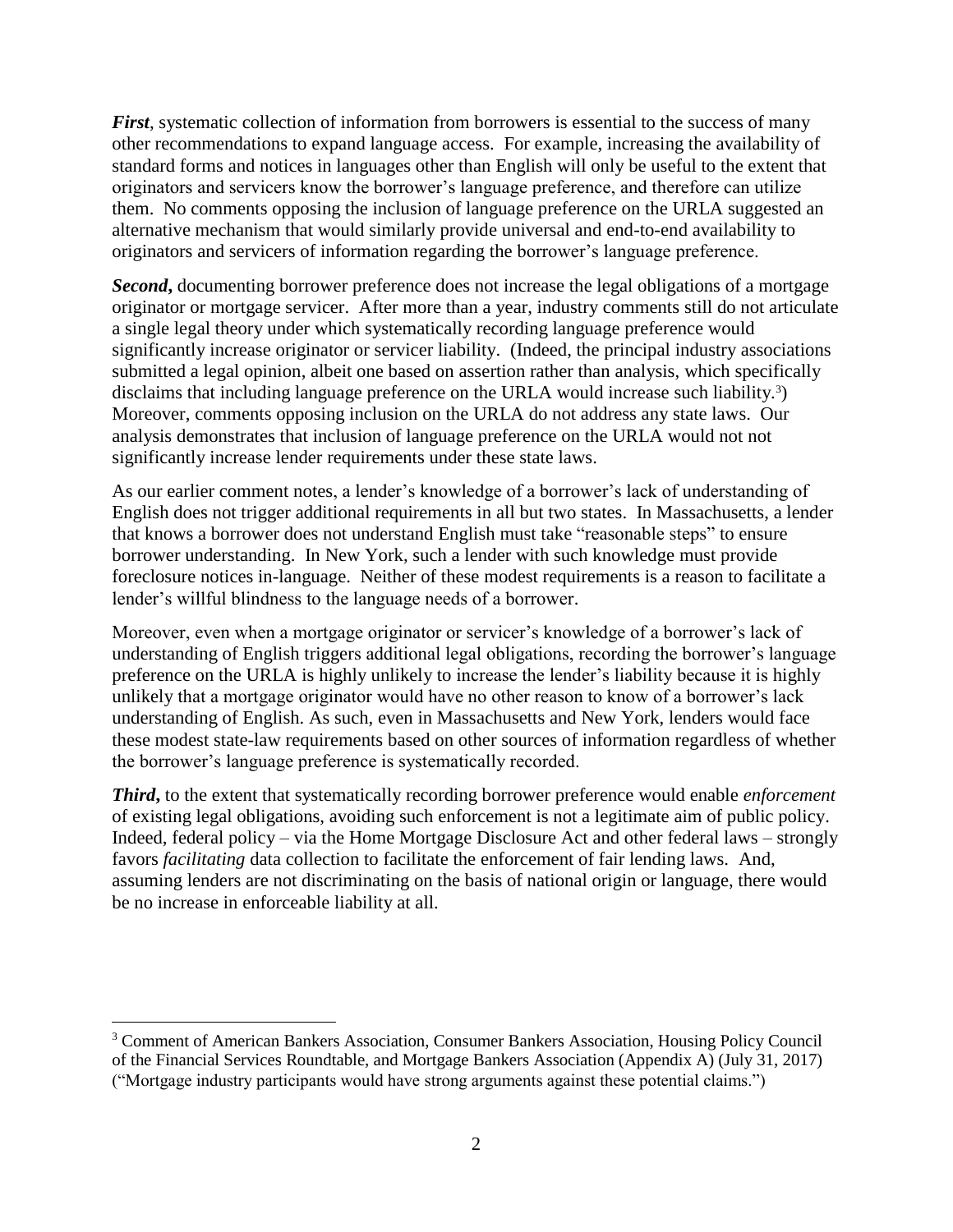***First***, systematic collection of information from borrowers is essential to the success of many other recommendations to expand language access. For example, increasing the availability of standard forms and notices in languages other than English will only be useful to the extent that originators and servicers know the borrower's language preference, and therefore can utilize them. No comments opposing the inclusion of language preference on the URLA suggested an alternative mechanism that would similarly provide universal and end-to-end availability to originators and servicers of information regarding the borrower's language preference.

***Second***, documenting borrower preference does not increase the legal obligations of a mortgage originator or mortgage servicer. After more than a year, industry comments still do not articulate a single legal theory under which systematically recording language preference would significantly increase originator or servicer liability. (Indeed, the principal industry associations submitted a legal opinion, albeit one based on assertion rather than analysis, which specifically disclaims that including language preference on the URLA would increase such liability.[3]) Moreover, comments opposing inclusion on the URLA do not address any state laws. Our analysis demonstrates that inclusion of language preference on the URLA would not not significantly increase lender requirements under these state laws.

As our earlier comment notes, a lender's knowledge of a borrower's lack of understanding of English does not trigger additional requirements in all but two states. In Massachusetts, a lender that knows a borrower does not understand English must take "reasonable steps" to ensure borrower understanding. In New York, such a lender with such knowledge must provide foreclosure notices in-language. Neither of these modest requirements is a reason to facilitate a lender's willful blindness to the language needs of a borrower.

Moreover, even when a mortgage originator or servicer's knowledge of a borrower's lack of understanding of English triggers additional legal obligations, recording the borrower's language preference on the URLA is highly unlikely to increase the lender's liability because it is highly unlikely that a mortgage originator would have no other reason to know of a borrower's lack understanding of English. As such, even in Massachusetts and New York, lenders would face these modest state-law requirements based on other sources of information regardless of whether the borrower's language preference is systematically recorded.

***Third***, to the extent that systematically recording borrower preference would enable *enforcement* of existing legal obligations, avoiding such enforcement is not a legitimate aim of public policy. Indeed, federal policy – via the Home Mortgage Disclosure Act and other federal laws – strongly favors *facilitating* data collection to facilitate the enforcement of fair lending laws. And, assuming lenders are not discriminating on the basis of national origin or language, there would be no increase in enforceable liability at all.

---

[3] Comment of American Bankers Association, Consumer Bankers Association, Housing Policy Council of the Financial Services Roundtable, and Mortgage Bankers Association (Appendix A) (July 31, 2017) ("Mortgage industry participants would have strong arguments against these potential claims.")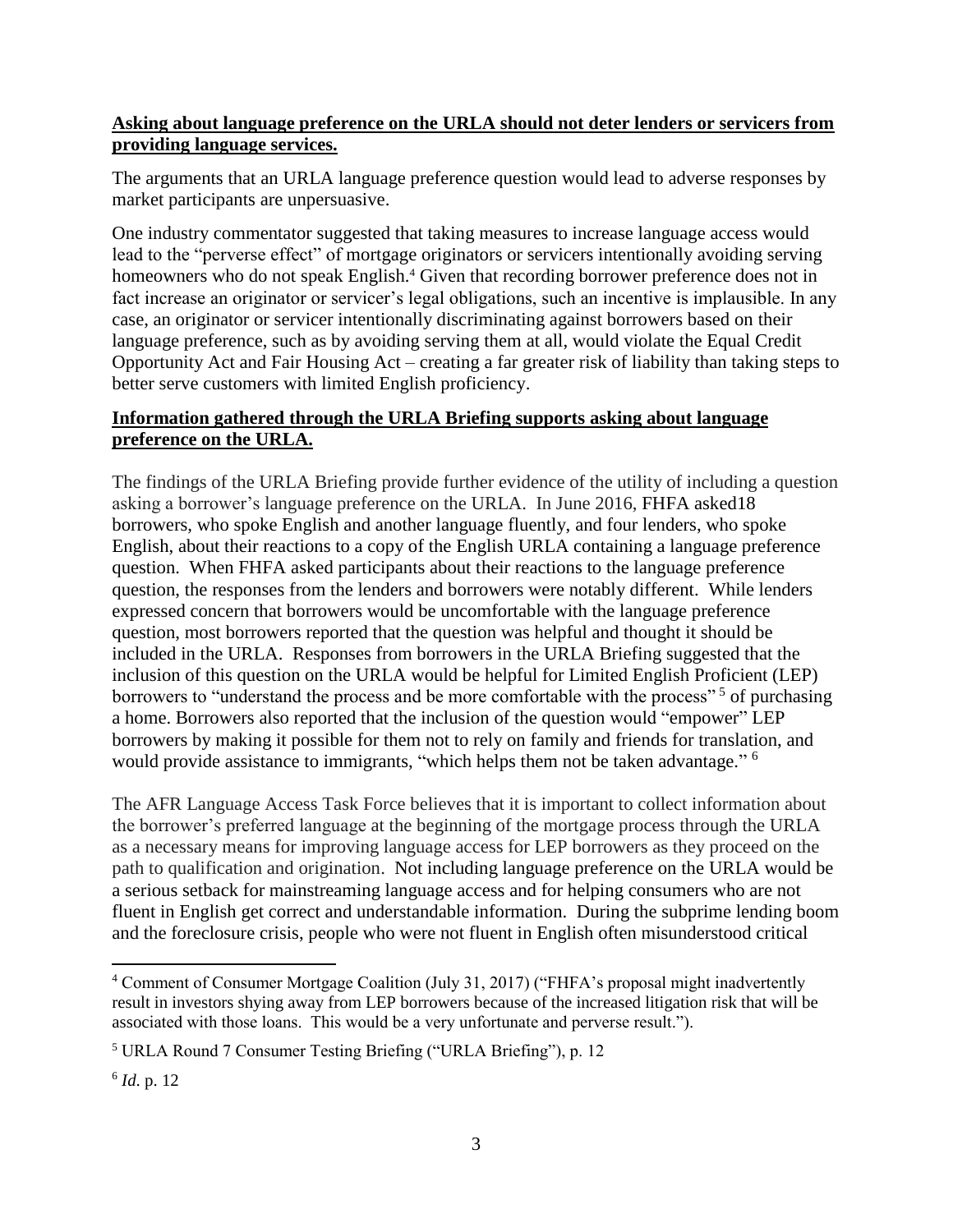**Asking about language preference on the URLA should not deter lenders or servicers from providing language services.**

The arguments that an URLA language preference question would lead to adverse responses by market participants are unpersuasive.

One industry commentator suggested that taking measures to increase language access would lead to the "perverse effect" of mortgage originators or servicers intentionally avoiding serving homeowners who do not speak English.[4] Given that recording borrower preference does not in fact increase an originator or servicer's legal obligations, such an incentive is implausible. In any case, an originator or servicer intentionally discriminating against borrowers based on their language preference, such as by avoiding serving them at all, would violate the Equal Credit Opportunity Act and Fair Housing Act – creating a far greater risk of liability than taking steps to better serve customers with limited English proficiency.

**Information gathered through the URLA Briefing supports asking about language preference on the URLA.**

The findings of the URLA Briefing provide further evidence of the utility of including a question asking a borrower's language preference on the URLA. In June 2016, FHFA asked18 borrowers, who spoke English and another language fluently, and four lenders, who spoke English, about their reactions to a copy of the English URLA containing a language preference question. When FHFA asked participants about their reactions to the language preference question, the responses from the lenders and borrowers were notably different. While lenders expressed concern that borrowers would be uncomfortable with the language preference question, most borrowers reported that the question was helpful and thought it should be included in the URLA. Responses from borrowers in the URLA Briefing suggested that the inclusion of this question on the URLA would be helpful for Limited English Proficient (LEP) borrowers to "understand the process and be more comfortable with the process" [5] of purchasing a home. Borrowers also reported that the inclusion of the question would "empower" LEP borrowers by making it possible for them not to rely on family and friends for translation, and would provide assistance to immigrants, "which helps them not be taken advantage." [6]

The AFR Language Access Task Force believes that it is important to collect information about the borrower's preferred language at the beginning of the mortgage process through the URLA as a necessary means for improving language access for LEP borrowers as they proceed on the path to qualification and origination. Not including language preference on the URLA would be a serious setback for mainstreaming language access and for helping consumers who are not fluent in English get correct and understandable information. During the subprime lending boom and the foreclosure crisis, people who were not fluent in English often misunderstood critical

---

[4] Comment of Consumer Mortgage Coalition (July 31, 2017) ("FHFA's proposal might inadvertently result in investors shying away from LEP borrowers because of the increased litigation risk that will be associated with those loans. This would be a very unfortunate and perverse result.").

[5] URLA Round 7 Consumer Testing Briefing ("URLA Briefing"), p. 12

[6] *Id.* p. 12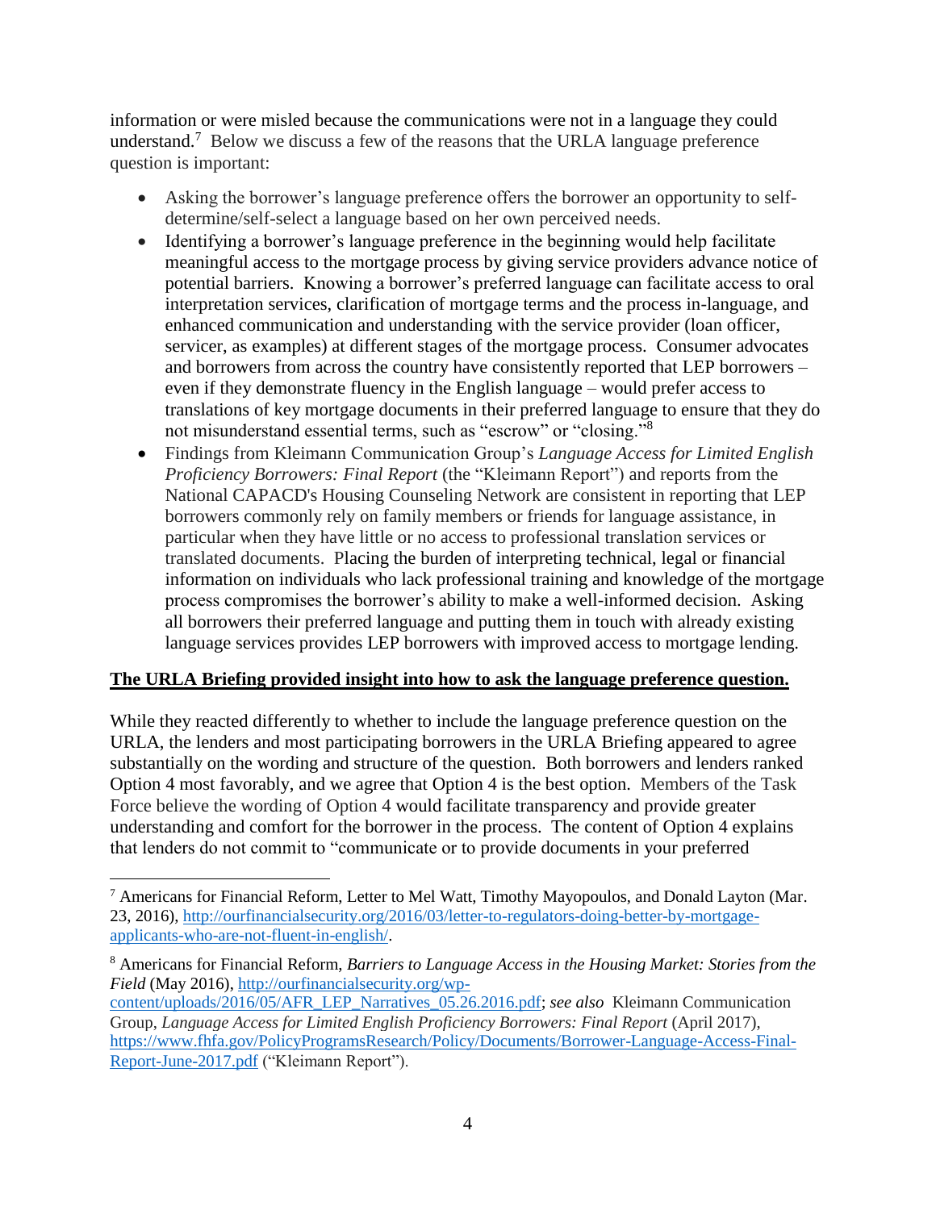information or were misled because the communications were not in a language they could understand.[7] Below we discuss a few of the reasons that the URLA language preference question is important:

- Asking the borrower's language preference offers the borrower an opportunity to self-determine/self-select a language based on her own perceived needs.
- Identifying a borrower's language preference in the beginning would help facilitate meaningful access to the mortgage process by giving service providers advance notice of potential barriers. Knowing a borrower's preferred language can facilitate access to oral interpretation services, clarification of mortgage terms and the process in-language, and enhanced communication and understanding with the service provider (loan officer, servicer, as examples) at different stages of the mortgage process. Consumer advocates and borrowers from across the country have consistently reported that LEP borrowers – even if they demonstrate fluency in the English language – would prefer access to translations of key mortgage documents in their preferred language to ensure that they do not misunderstand essential terms, such as "escrow" or "closing."[8]
- Findings from Kleimann Communication Group's *Language Access for Limited English Proficiency Borrowers: Final Report* (the "Kleimann Report") and reports from the National CAPACD's Housing Counseling Network are consistent in reporting that LEP borrowers commonly rely on family members or friends for language assistance, in particular when they have little or no access to professional translation services or translated documents. Placing the burden of interpreting technical, legal or financial information on individuals who lack professional training and knowledge of the mortgage process compromises the borrower's ability to make a well-informed decision. Asking all borrowers their preferred language and putting them in touch with already existing language services provides LEP borrowers with improved access to mortgage lending.

**<u>The URLA Briefing provided insight into how to ask the language preference question.</u>**

While they reacted differently to whether to include the language preference question on the URLA, the lenders and most participating borrowers in the URLA Briefing appeared to agree substantially on the wording and structure of the question. Both borrowers and lenders ranked Option 4 most favorably, and we agree that Option 4 is the best option. Members of the Task Force believe the wording of Option 4 would facilitate transparency and provide greater understanding and comfort for the borrower in the process. The content of Option 4 explains that lenders do not commit to "communicate or to provide documents in your preferred

---

[7] Americans for Financial Reform, Letter to Mel Watt, Timothy Mayopoulos, and Donald Layton (Mar. 23, 2016), http://ourfinancialsecurity.org/2016/03/letter-to-regulators-doing-better-by-mortgage-applicants-who-are-not-fluent-in-english/.

[8] Americans for Financial Reform, *Barriers to Language Access in the Housing Market: Stories from the Field* (May 2016), http://ourfinancialsecurity.org/wp-content/uploads/2016/05/AFR_LEP_Narratives_05.26.2016.pdf; *see also* Kleimann Communication Group, *Language Access for Limited English Proficiency Borrowers: Final Report* (April 2017), https://www.fhfa.gov/PolicyProgramsResearch/Policy/Documents/Borrower-Language-Access-Final-Report-June-2017.pdf ("Kleimann Report").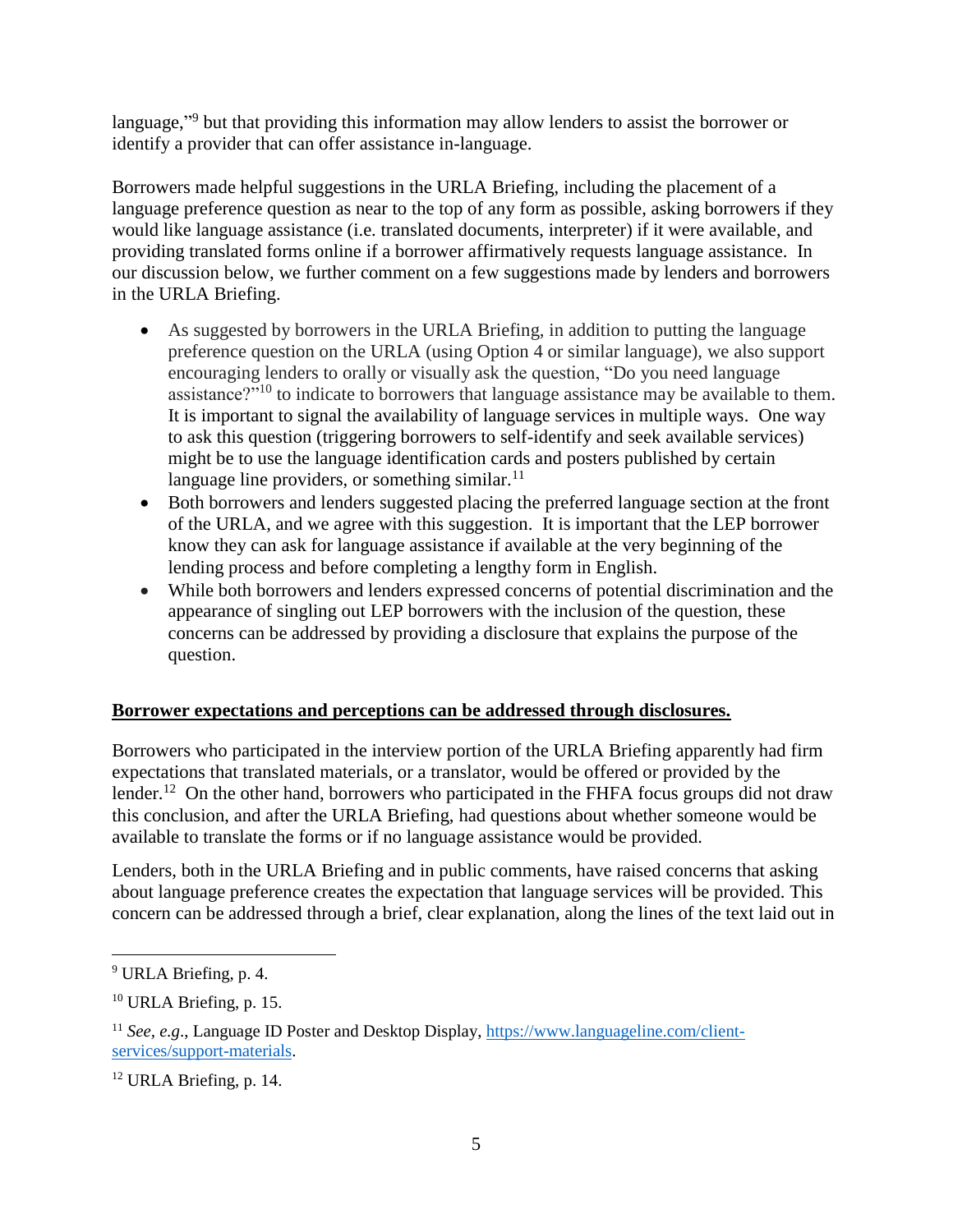language,"[9] but that providing this information may allow lenders to assist the borrower or identify a provider that can offer assistance in-language.

Borrowers made helpful suggestions in the URLA Briefing, including the placement of a language preference question as near to the top of any form as possible, asking borrowers if they would like language assistance (i.e. translated documents, interpreter) if it were available, and providing translated forms online if a borrower affirmatively requests language assistance. In our discussion below, we further comment on a few suggestions made by lenders and borrowers in the URLA Briefing.

- As suggested by borrowers in the URLA Briefing, in addition to putting the language preference question on the URLA (using Option 4 or similar language), we also support encouraging lenders to orally or visually ask the question, "Do you need language assistance?"[10] to indicate to borrowers that language assistance may be available to them. It is important to signal the availability of language services in multiple ways. One way to ask this question (triggering borrowers to self-identify and seek available services) might be to use the language identification cards and posters published by certain language line providers, or something similar.[11]
- Both borrowers and lenders suggested placing the preferred language section at the front of the URLA, and we agree with this suggestion. It is important that the LEP borrower know they can ask for language assistance if available at the very beginning of the lending process and before completing a lengthy form in English.
- While both borrowers and lenders expressed concerns of potential discrimination and the appearance of singling out LEP borrowers with the inclusion of the question, these concerns can be addressed by providing a disclosure that explains the purpose of the question.

**<u>Borrower expectations and perceptions can be addressed through disclosures.</u>**

Borrowers who participated in the interview portion of the URLA Briefing apparently had firm expectations that translated materials, or a translator, would be offered or provided by the lender.[12] On the other hand, borrowers who participated in the FHFA focus groups did not draw this conclusion, and after the URLA Briefing, had questions about whether someone would be available to translate the forms or if no language assistance would be provided.

Lenders, both in the URLA Briefing and in public comments, have raised concerns that asking about language preference creates the expectation that language services will be provided. This concern can be addressed through a brief, clear explanation, along the lines of the text laid out in

---

[9] URLA Briefing, p. 4.

[10] URLA Briefing, p. 15.

[11] *See, e.g.*, Language ID Poster and Desktop Display, https://www.languageline.com/client-services/support-materials.

[12] URLA Briefing, p. 14.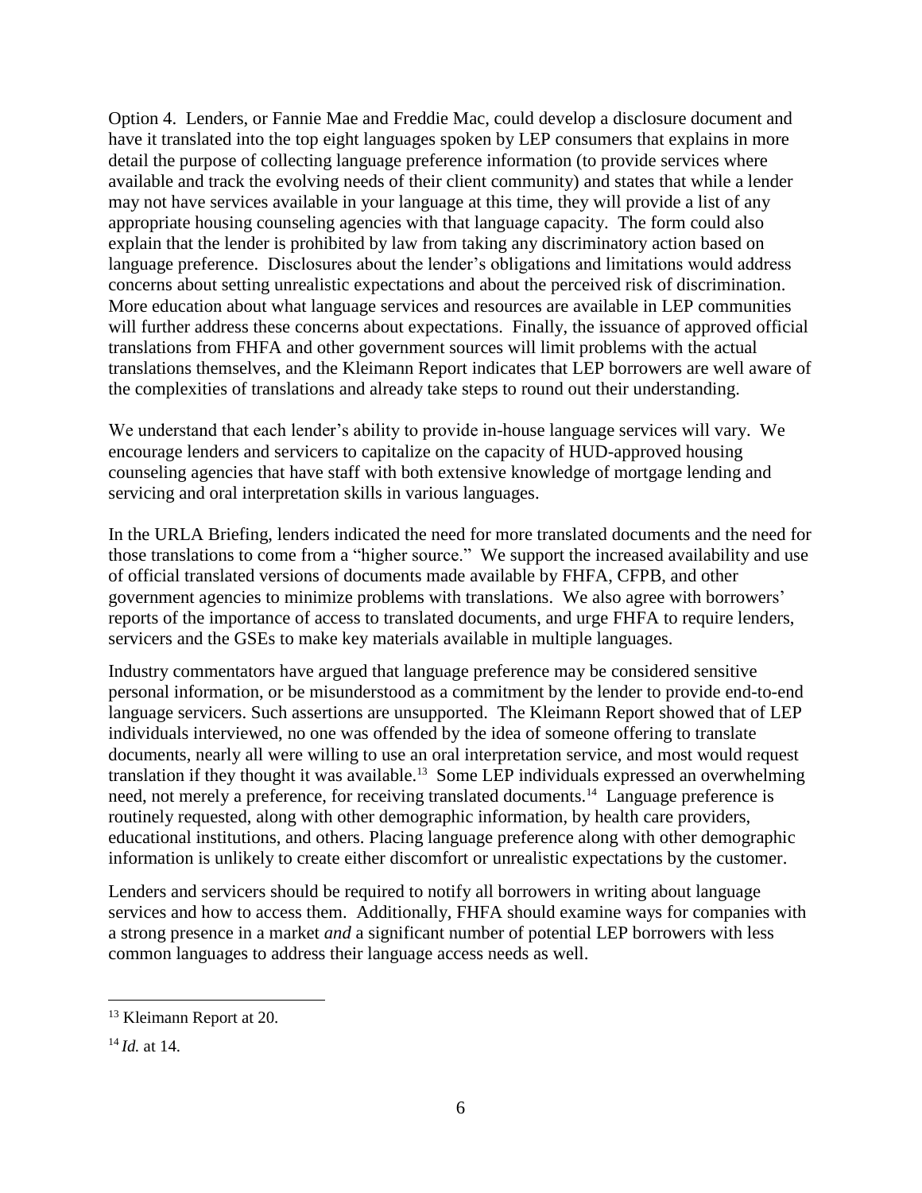Option 4. Lenders, or Fannie Mae and Freddie Mac, could develop a disclosure document and have it translated into the top eight languages spoken by LEP consumers that explains in more detail the purpose of collecting language preference information (to provide services where available and track the evolving needs of their client community) and states that while a lender may not have services available in your language at this time, they will provide a list of any appropriate housing counseling agencies with that language capacity. The form could also explain that the lender is prohibited by law from taking any discriminatory action based on language preference. Disclosures about the lender's obligations and limitations would address concerns about setting unrealistic expectations and about the perceived risk of discrimination. More education about what language services and resources are available in LEP communities will further address these concerns about expectations. Finally, the issuance of approved official translations from FHFA and other government sources will limit problems with the actual translations themselves, and the Kleimann Report indicates that LEP borrowers are well aware of the complexities of translations and already take steps to round out their understanding.

We understand that each lender's ability to provide in-house language services will vary. We encourage lenders and servicers to capitalize on the capacity of HUD-approved housing counseling agencies that have staff with both extensive knowledge of mortgage lending and servicing and oral interpretation skills in various languages.

In the URLA Briefing, lenders indicated the need for more translated documents and the need for those translations to come from a "higher source." We support the increased availability and use of official translated versions of documents made available by FHFA, CFPB, and other government agencies to minimize problems with translations. We also agree with borrowers' reports of the importance of access to translated documents, and urge FHFA to require lenders, servicers and the GSEs to make key materials available in multiple languages.

Industry commentators have argued that language preference may be considered sensitive personal information, or be misunderstood as a commitment by the lender to provide end-to-end language servicers. Such assertions are unsupported. The Kleimann Report showed that of LEP individuals interviewed, no one was offended by the idea of someone offering to translate documents, nearly all were willing to use an oral interpretation service, and most would request translation if they thought it was available.[13] Some LEP individuals expressed an overwhelming need, not merely a preference, for receiving translated documents.[14] Language preference is routinely requested, along with other demographic information, by health care providers, educational institutions, and others. Placing language preference along with other demographic information is unlikely to create either discomfort or unrealistic expectations by the customer.

Lenders and servicers should be required to notify all borrowers in writing about language services and how to access them. Additionally, FHFA should examine ways for companies with a strong presence in a market *and* a significant number of potential LEP borrowers with less common languages to address their language access needs as well.

---

[13] Kleimann Report at 20.

[14] *Id.* at 14.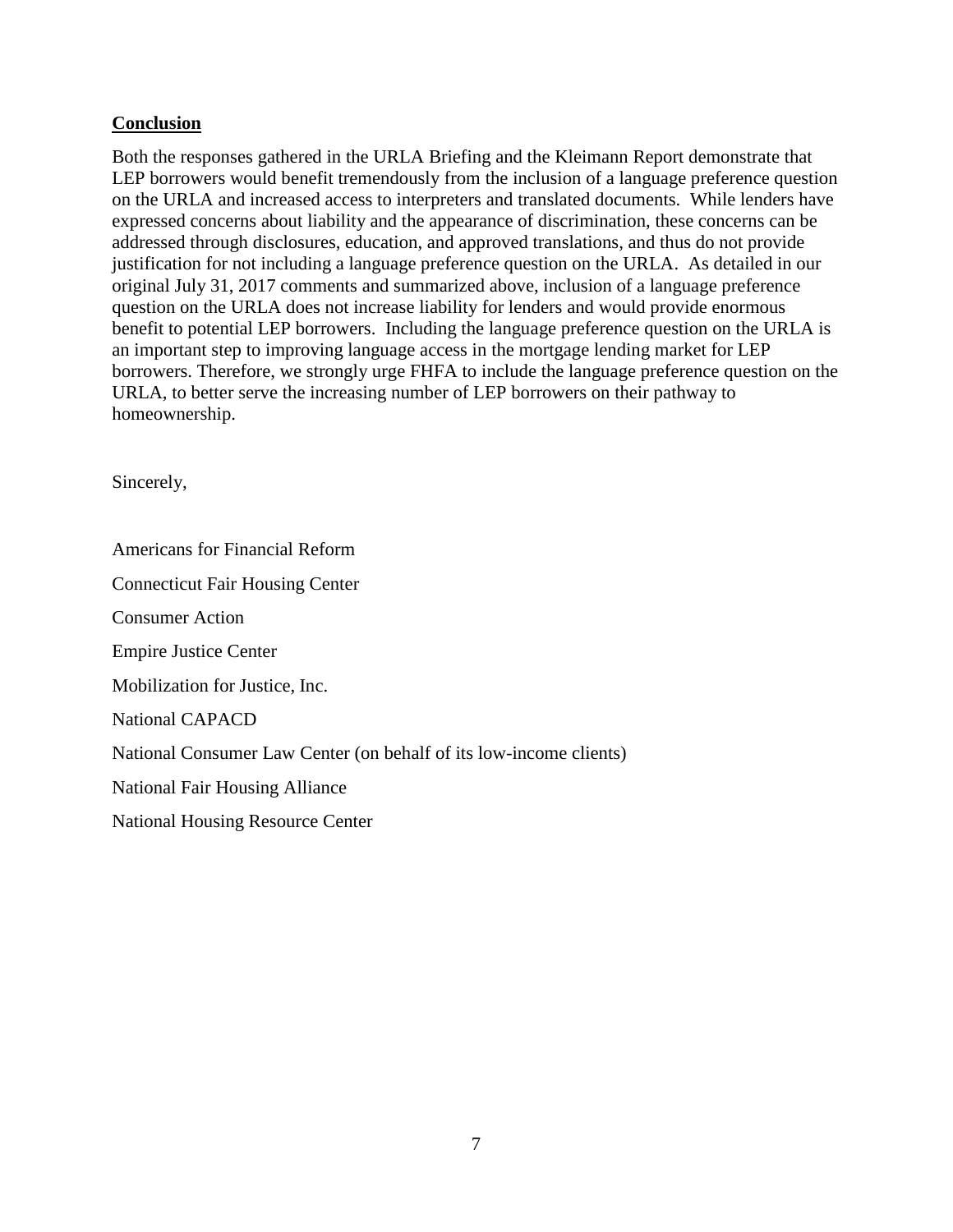**Conclusion**

Both the responses gathered in the URLA Briefing and the Kleimann Report demonstrate that LEP borrowers would benefit tremendously from the inclusion of a language preference question on the URLA and increased access to interpreters and translated documents. While lenders have expressed concerns about liability and the appearance of discrimination, these concerns can be addressed through disclosures, education, and approved translations, and thus do not provide justification for not including a language preference question on the URLA. As detailed in our original July 31, 2017 comments and summarized above, inclusion of a language preference question on the URLA does not increase liability for lenders and would provide enormous benefit to potential LEP borrowers. Including the language preference question on the URLA is an important step to improving language access in the mortgage lending market for LEP borrowers. Therefore, we strongly urge FHFA to include the language preference question on the URLA, to better serve the increasing number of LEP borrowers on their pathway to homeownership.

Sincerely,

Americans for Financial Reform

Connecticut Fair Housing Center

Consumer Action

Empire Justice Center

Mobilization for Justice, Inc.

National CAPACD

National Consumer Law Center (on behalf of its low-income clients)

National Fair Housing Alliance

National Housing Resource Center